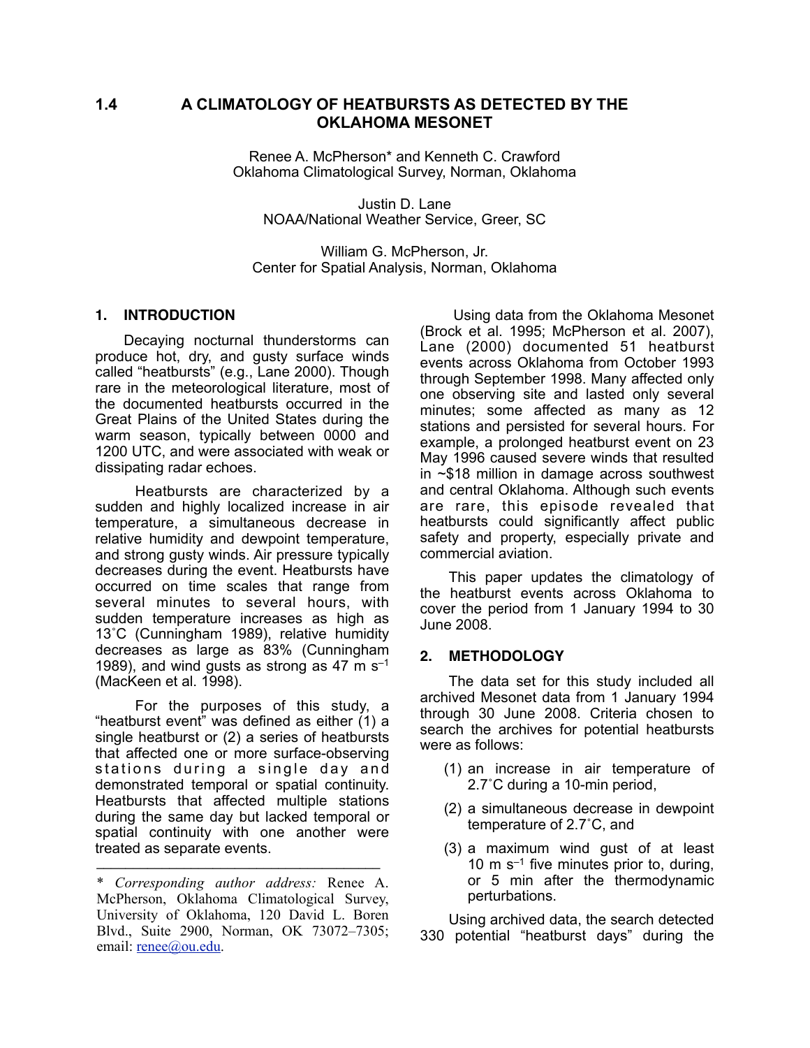# 1.4 A CLIMATOLOGY OF HEATBURSTS AS DETECTED BY THE OKLAHOMA MESONET

Renee A. McPherson* and Kenneth C. Crawford
Oklahoma Climatological Survey, Norman, Oklahoma

Justin D. Lane
NOAA/National Weather Service, Greer, SC

William G. McPherson, Jr.
Center for Spatial Analysis, Norman, Oklahoma

## 1. INTRODUCTION

Decaying nocturnal thunderstorms can produce hot, dry, and gusty surface winds called "heatbursts" (e.g., Lane 2000). Though rare in the meteorological literature, most of the documented heatbursts occurred in the Great Plains of the United States during the warm season, typically between 0000 and 1200 UTC, and were associated with weak or dissipating radar echoes.

Heatbursts are characterized by a sudden and highly localized increase in air temperature, a simultaneous decrease in relative humidity and dewpoint temperature, and strong gusty winds. Air pressure typically decreases during the event. Heatbursts have occurred on time scales that range from several minutes to several hours, with sudden temperature increases as high as 13˚C (Cunningham 1989), relative humidity decreases as large as 83% (Cunningham 1989), and wind gusts as strong as 47 m s$^{-1}$ (MacKeen et al. 1998).

For the purposes of this study, a "heatburst event" was defined as either (1) a single heatburst or (2) a series of heatbursts that affected one or more surface-observing stations during a single day and demonstrated temporal or spatial continuity. Heatbursts that affected multiple stations during the same day but lacked temporal or spatial continuity with one another were treated as separate events.

Using data from the Oklahoma Mesonet (Brock et al. 1995; McPherson et al. 2007), Lane (2000) documented 51 heatburst events across Oklahoma from October 1993 through September 1998. Many affected only one observing site and lasted only several minutes; some affected as many as 12 stations and persisted for several hours. For example, a prolonged heatburst event on 23 May 1996 caused severe winds that resulted in ~$18 million in damage across southwest and central Oklahoma. Although such events are rare, this episode revealed that heatbursts could significantly affect public safety and property, especially private and commercial aviation.

This paper updates the climatology of the heatburst events across Oklahoma to cover the period from 1 January 1994 to 30 June 2008.

## 2. METHODOLOGY

The data set for this study included all archived Mesonet data from 1 January 1994 through 30 June 2008. Criteria chosen to search the archives for potential heatbursts were as follows:

(1) an increase in air temperature of 2.7˚C during a 10-min period,

(2) a simultaneous decrease in dewpoint temperature of 2.7˚C, and

(3) a maximum wind gust of at least 10 m s$^{-1}$ five minutes prior to, during, or 5 min after the thermodynamic perturbations.

Using archived data, the search detected 330 potential "heatburst days" during the

---

\* *Corresponding author address:* Renee A. McPherson, Oklahoma Climatological Survey, University of Oklahoma, 120 David L. Boren Blvd., Suite 2900, Norman, OK 73072–7305; email: renee@ou.edu.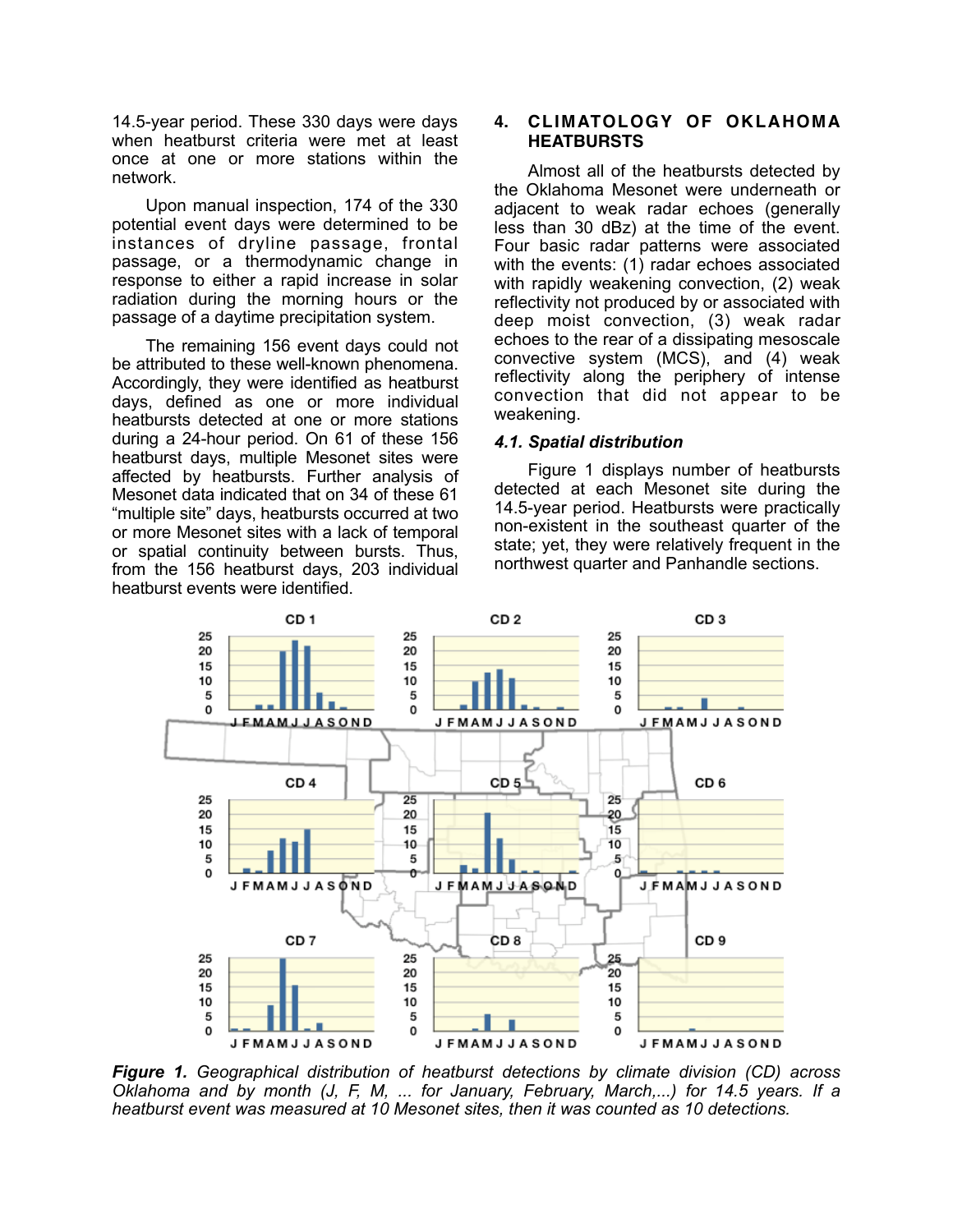14.5-year period. These 330 days were days when heatburst criteria were met at least once at one or more stations within the network.

Upon manual inspection, 174 of the 330 potential event days were determined to be instances of dryline passage, frontal passage, or a thermodynamic change in response to either a rapid increase in solar radiation during the morning hours or the passage of a daytime precipitation system.

The remaining 156 event days could not be attributed to these well-known phenomena. Accordingly, they were identified as heatburst days, defined as one or more individual heatbursts detected at one or more stations during a 24-hour period. On 61 of these 156 heatburst days, multiple Mesonet sites were affected by heatbursts. Further analysis of Mesonet data indicated that on 34 of these 61 "multiple site" days, heatbursts occurred at two or more Mesonet sites with a lack of temporal or spatial continuity between bursts. Thus, from the 156 heatburst days, 203 individual heatburst events were identified.

## 4. CLIMATOLOGY OF OKLAHOMA HEATBURSTS

Almost all of the heatbursts detected by the Oklahoma Mesonet were underneath or adjacent to weak radar echoes (generally less than 30 dBz) at the time of the event. Four basic radar patterns were associated with the events: (1) radar echoes associated with rapidly weakening convection, (2) weak reflectivity not produced by or associated with deep moist convection, (3) weak radar echoes to the rear of a dissipating mesoscale convective system (MCS), and (4) weak reflectivity along the periphery of intense convection that did not appear to be weakening.

### *4.1. Spatial distribution*

Figure 1 displays number of heatbursts detected at each Mesonet site during the 14.5-year period. Heatbursts were practically non-existent in the southeast quarter of the state; yet, they were relatively frequent in the northwest quarter and Panhandle sections.

***Figure 1.*** *Geographical distribution of heatburst detections by climate division (CD) across Oklahoma and by month (J, F, M, ... for January, February, March,...) for 14.5 years. If a heatburst event was measured at 10 Mesonet sites, then it was counted as 10 detections.*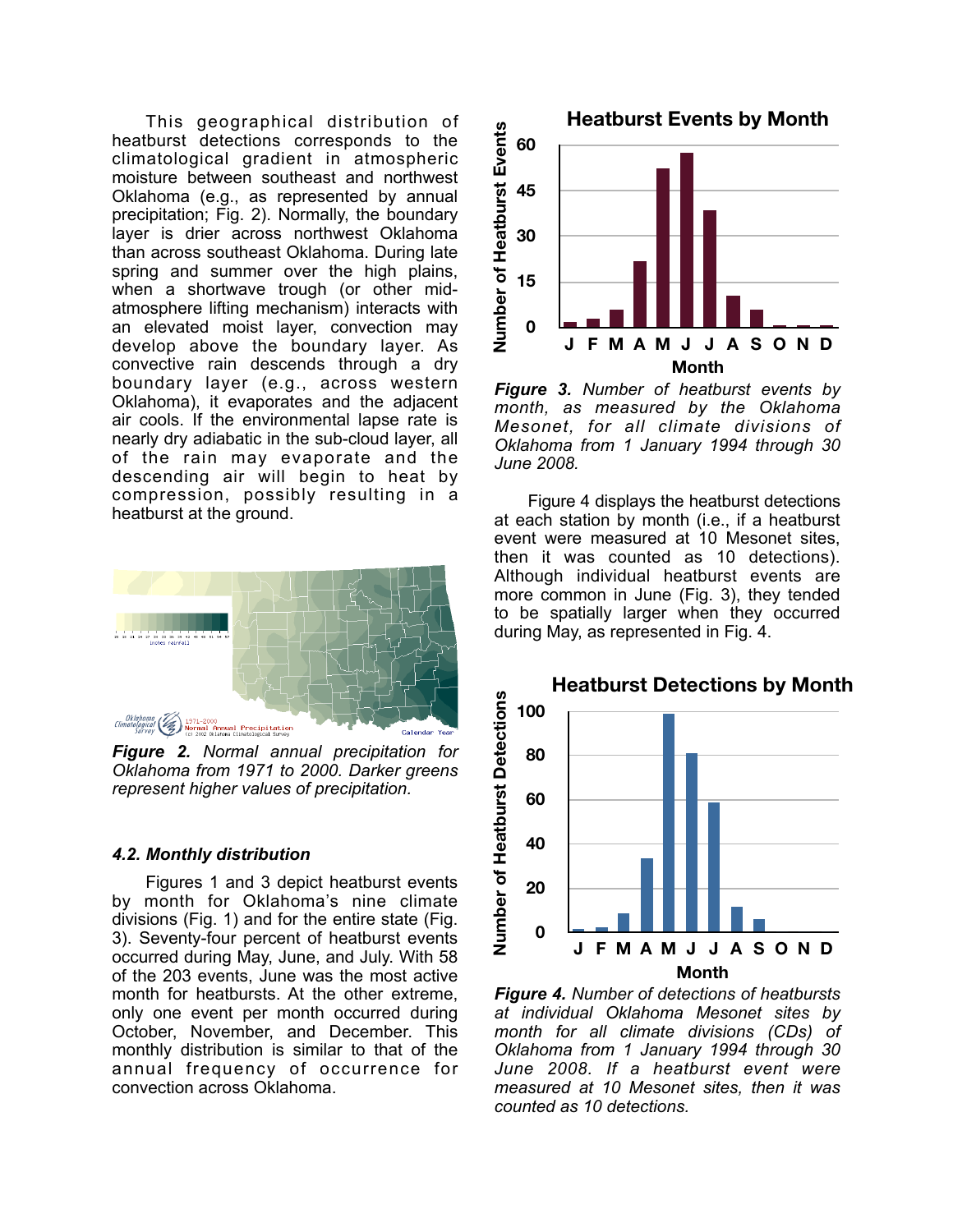This geographical distribution of heatburst detections corresponds to the climatological gradient in atmospheric moisture between southeast and northwest Oklahoma (e.g., as represented by annual precipitation; Fig. 2). Normally, the boundary layer is drier across northwest Oklahoma than across southeast Oklahoma. During late spring and summer over the high plains, when a shortwave trough (or other mid-atmosphere lifting mechanism) interacts with an elevated moist layer, convection may develop above the boundary layer. As convective rain descends through a dry boundary layer (e.g., across western Oklahoma), it evaporates and the adjacent air cools. If the environmental lapse rate is nearly dry adiabatic in the sub-cloud layer, all of the rain may evaporate and the descending air will begin to heat by compression, possibly resulting in a heatburst at the ground.

***Figure 2.*** *Normal annual precipitation for Oklahoma from 1971 to 2000. Darker greens represent higher values of precipitation.*

### *4.2. Monthly distribution*

Figures 1 and 3 depict heatburst events by month for Oklahoma's nine climate divisions (Fig. 1) and for the entire state (Fig. 3). Seventy-four percent of heatburst events occurred during May, June, and July. With 58 of the 203 events, June was the most active month for heatbursts. At the other extreme, only one event per month occurred during October, November, and December. This monthly distribution is similar to that of the annual frequency of occurrence for convection across Oklahoma.

***Figure 3.*** *Number of heatburst events by month, as measured by the Oklahoma Mesonet, for all climate divisions of Oklahoma from 1 January 1994 through 30 June 2008.*

Figure 4 displays the heatburst detections at each station by month (i.e., if a heatburst event were measured at 10 Mesonet sites, then it was counted as 10 detections). Although individual heatburst events are more common in June (Fig. 3), they tended to be spatially larger when they occurred during May, as represented in Fig. 4.

***Figure 4.*** *Number of detections of heatbursts at individual Oklahoma Mesonet sites by month for all climate divisions (CDs) of Oklahoma from 1 January 1994 through 30 June 2008. If a heatburst event were measured at 10 Mesonet sites, then it was counted as 10 detections.*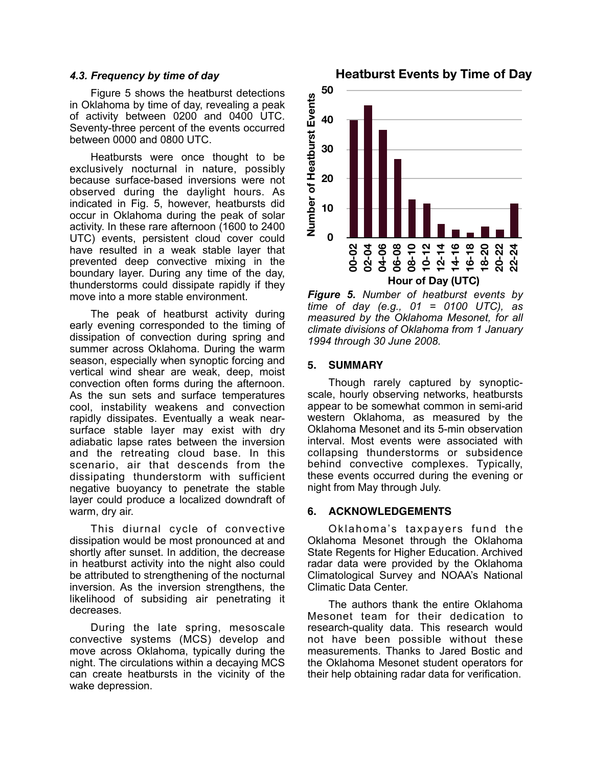### *4.3. Frequency by time of day*

Figure 5 shows the heatburst detections in Oklahoma by time of day, revealing a peak of activity between 0200 and 0400 UTC. Seventy-three percent of the events occurred between 0000 and 0800 UTC.

Heatbursts were once thought to be exclusively nocturnal in nature, possibly because surface-based inversions were not observed during the daylight hours. As indicated in Fig. 5, however, heatbursts did occur in Oklahoma during the peak of solar activity. In these rare afternoon (1600 to 2400 UTC) events, persistent cloud cover could have resulted in a weak stable layer that prevented deep convective mixing in the boundary layer. During any time of the day, thunderstorms could dissipate rapidly if they move into a more stable environment.

The peak of heatburst activity during early evening corresponded to the timing of dissipation of convection during spring and summer across Oklahoma. During the warm season, especially when synoptic forcing and vertical wind shear are weak, deep, moist convection often forms during the afternoon. As the sun sets and surface temperatures cool, instability weakens and convection rapidly dissipates. Eventually a weak near-surface stable layer may exist with dry adiabatic lapse rates between the inversion and the retreating cloud base. In this scenario, air that descends from the dissipating thunderstorm with sufficient negative buoyancy to penetrate the stable layer could produce a localized downdraft of warm, dry air.

This diurnal cycle of convective dissipation would be most pronounced at and shortly after sunset. In addition, the decrease in heatburst activity into the night also could be attributed to strengthening of the nocturnal inversion. As the inversion strengthens, the likelihood of subsiding air penetrating it decreases.

During the late spring, mesoscale convective systems (MCS) develop and move across Oklahoma, typically during the night. The circulations within a decaying MCS can create heatbursts in the vicinity of the wake depression.

**Heatburst Events by Time of Day**

| Hour of Day (UTC) | Number of Heatburst Events |
|---|---|
| 00-02 | 40 |
| 02-04 | 45 |
| 04-06 | 37 |
| 06-08 | 27 |
| 08-10 | 13 |
| 10-12 | 12 |
| 12-14 | 5 |
| 14-16 | 3 |
| 16-18 | 2 |
| 18-20 | 4 |
| 20-22 | 3 |
| 22-24 | 12 |

***Figure 5.*** *Number of heatburst events by time of day (e.g., 01 = 0100 UTC), as measured by the Oklahoma Mesonet, for all climate divisions of Oklahoma from 1 January 1994 through 30 June 2008.*

## 5. SUMMARY

Though rarely captured by synoptic-scale, hourly observing networks, heatbursts appear to be somewhat common in semi-arid western Oklahoma, as measured by the Oklahoma Mesonet and its 5-min observation interval. Most events were associated with collapsing thunderstorms or subsidence behind convective complexes. Typically, these events occurred during the evening or night from May through July.

## 6. ACKNOWLEDGEMENTS

Oklahoma's taxpayers fund the Oklahoma Mesonet through the Oklahoma State Regents for Higher Education. Archived radar data were provided by the Oklahoma Climatological Survey and NOAA's National Climatic Data Center.

The authors thank the entire Oklahoma Mesonet team for their dedication to research-quality data. This research would not have been possible without these measurements. Thanks to Jared Bostic and the Oklahoma Mesonet student operators for their help obtaining radar data for verification.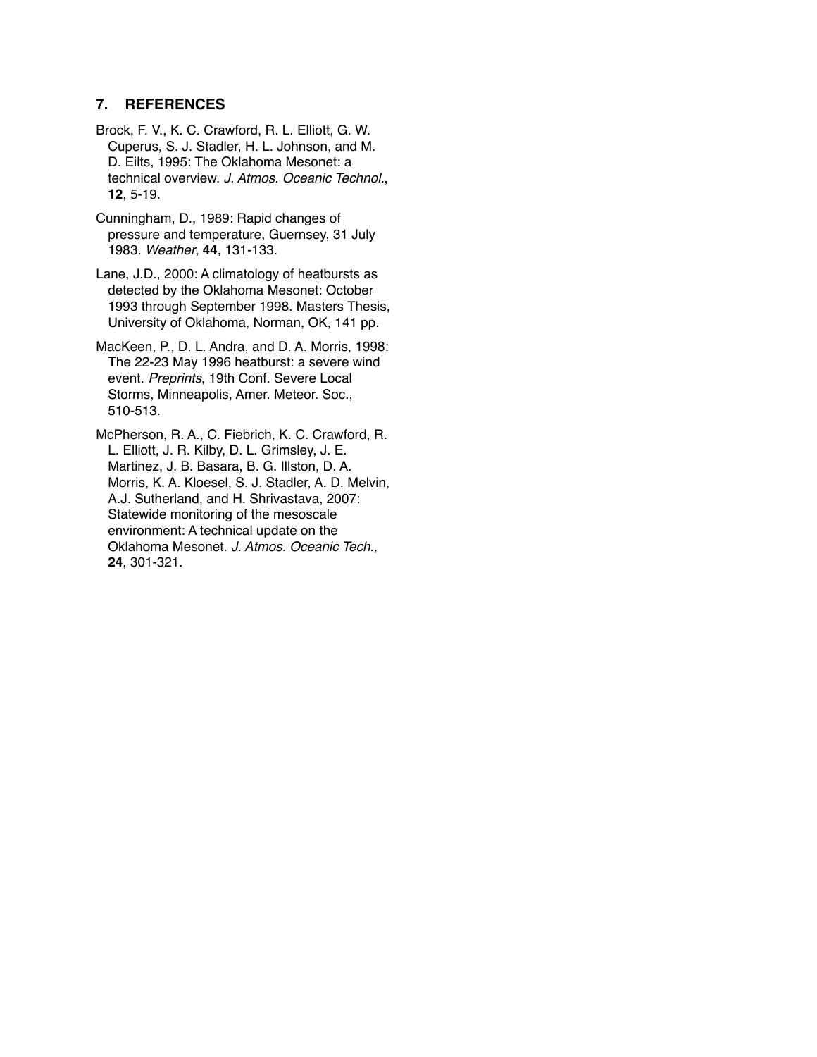## 7. REFERENCES

Brock, F. V., K. C. Crawford, R. L. Elliott, G. W. Cuperus, S. J. Stadler, H. L. Johnson, and M. D. Eilts, 1995: The Oklahoma Mesonet: a technical overview. *J. Atmos. Oceanic Technol.*, **12**, 5-19.

Cunningham, D., 1989: Rapid changes of pressure and temperature, Guernsey, 31 July 1983. *Weather*, **44**, 131-133.

Lane, J.D., 2000: A climatology of heatbursts as detected by the Oklahoma Mesonet: October 1993 through September 1998. Masters Thesis, University of Oklahoma, Norman, OK, 141 pp.

MacKeen, P., D. L. Andra, and D. A. Morris, 1998: The 22-23 May 1996 heatburst: a severe wind event. *Preprints*, 19th Conf. Severe Local Storms, Minneapolis, Amer. Meteor. Soc., 510-513.

McPherson, R. A., C. Fiebrich, K. C. Crawford, R. L. Elliott, J. R. Kilby, D. L. Grimsley, J. E. Martinez, J. B. Basara, B. G. Illston, D. A. Morris, K. A. Kloesel, S. J. Stadler, A. D. Melvin, A.J. Sutherland, and H. Shrivastava, 2007: Statewide monitoring of the mesoscale environment: A technical update on the Oklahoma Mesonet. *J. Atmos. Oceanic Tech.*, **24**, 301-321.